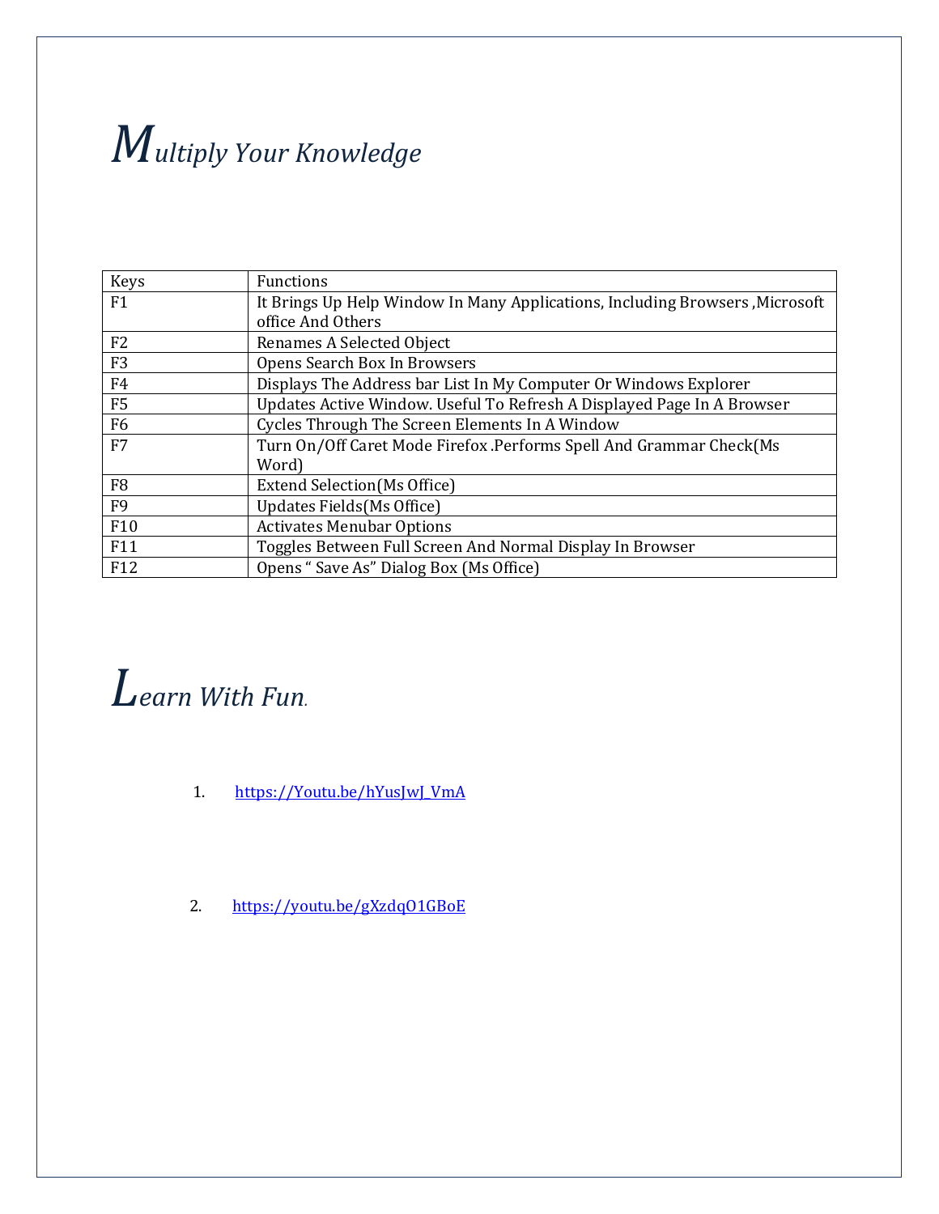# Multiply Your Knowledge

| Keys | Functions |
| --- | --- |
| F1 | It Brings Up Help Window In Many Applications, Including Browsers ,Microsoft office And Others |
| F2 | Renames A Selected Object |
| F3 | Opens Search Box In Browsers |
| F4 | Displays The Address bar List In My Computer Or Windows Explorer |
| F5 | Updates Active Window. Useful To Refresh A Displayed Page In A Browser |
| F6 | Cycles Through The Screen Elements In A Window |
| F7 | Turn On/Off Caret Mode Firefox .Performs Spell And Grammar Check(Ms Word) |
| F8 | Extend Selection(Ms Office) |
| F9 | Updates Fields(Ms Office) |
| F10 | Activates Menubar Options |
| F11 | Toggles Between Full Screen And Normal Display In Browser |
| F12 | Opens “ Save As” Dialog Box (Ms Office) |

# Learn With Fun.

1. https://Youtu.be/hYusJwJ_VmA

2. https://youtu.be/gXzdqO1GBoE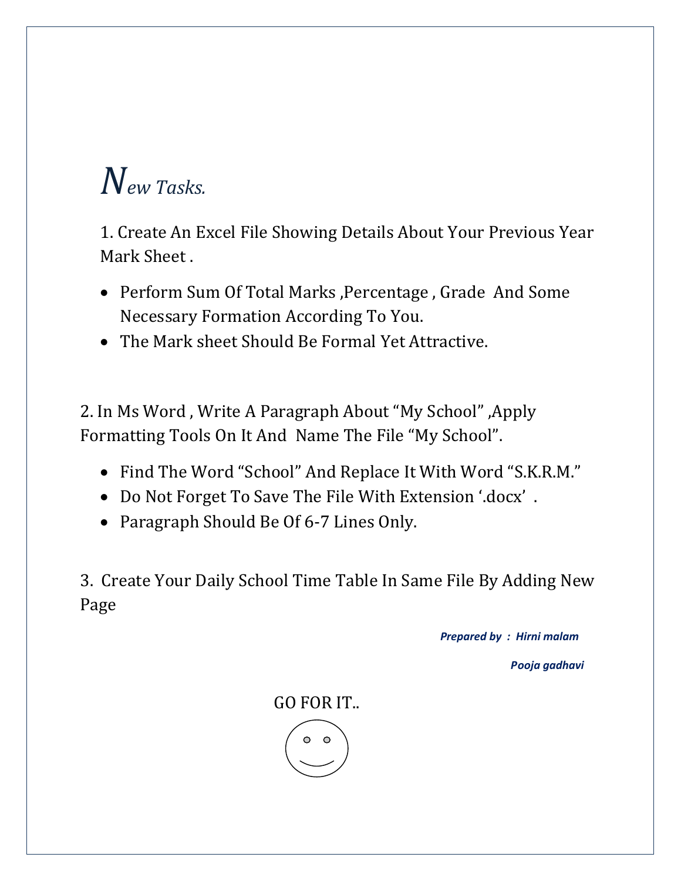# *New Tasks.*

1. Create An Excel File Showing Details About Your Previous Year Mark Sheet .

- Perform Sum Of Total Marks ,Percentage , Grade And Some Necessary Formation According To You.
- The Mark sheet Should Be Formal Yet Attractive.

2. In Ms Word , Write A Paragraph About "My School" ,Apply Formatting Tools On It And Name The File "My School".

- Find The Word "School" And Replace It With Word "S.K.R.M."
- Do Not Forget To Save The File With Extension '.docx' .
- Paragraph Should Be Of 6-7 Lines Only.

3. Create Your Daily School Time Table In Same File By Adding New Page

***Prepared by : Hirni malam***

***Pooja gadhavi***

GO FOR IT..